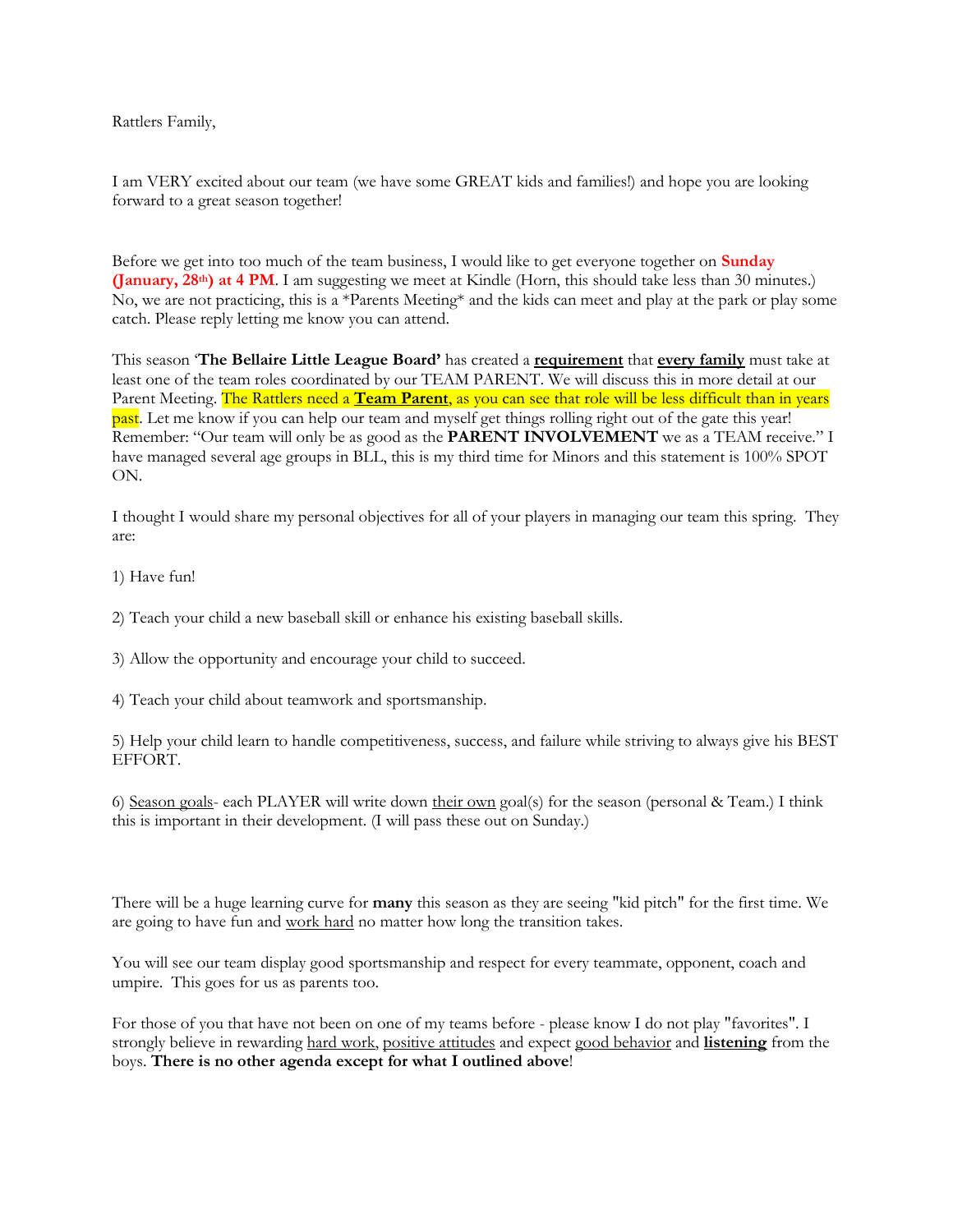Rattlers Family,

I am VERY excited about our team (we have some GREAT kids and families!) and hope you are looking forward to a great season together!

Before we get into too much of the team business, I would like to get everyone together on **Sunday (January, 28th) at 4 PM**. I am suggesting we meet at Kindle (Horn, this should take less than 30 minutes.) No, we are not practicing, this is a *Parents Meeting* and the kids can meet and play at the park or play some catch. Please reply letting me know you can attend.

This season '**The Bellaire Little League Board'** has created a **requirement** that **every family** must take at least one of the team roles coordinated by our TEAM PARENT. We will discuss this in more detail at our Parent Meeting. The Rattlers need a **Team Parent**, as you can see that role will be less difficult than in years past. Let me know if you can help our team and myself get things rolling right out of the gate this year! Remember: "Our team will only be as good as the **PARENT INVOLVEMENT** we as a TEAM receive." I have managed several age groups in BLL, this is my third time for Minors and this statement is 100% SPOT ON.

I thought I would share my personal objectives for all of your players in managing our team this spring. They are:

1) Have fun!

2) Teach your child a new baseball skill or enhance his existing baseball skills.

3) Allow the opportunity and encourage your child to succeed.

4) Teach your child about teamwork and sportsmanship.

5) Help your child learn to handle competitiveness, success, and failure while striving to always give his BEST EFFORT.

6) Season goals- each PLAYER will write down their own goal(s) for the season (personal & Team.) I think this is important in their development. (I will pass these out on Sunday.)

There will be a huge learning curve for **many** this season as they are seeing "kid pitch" for the first time. We are going to have fun and work hard no matter how long the transition takes.

You will see our team display good sportsmanship and respect for every teammate, opponent, coach and umpire. This goes for us as parents too.

For those of you that have not been on one of my teams before - please know I do not play "favorites". I strongly believe in rewarding hard work, positive attitudes and expect good behavior and **listening** from the boys. **There is no other agenda except for what I outlined above**!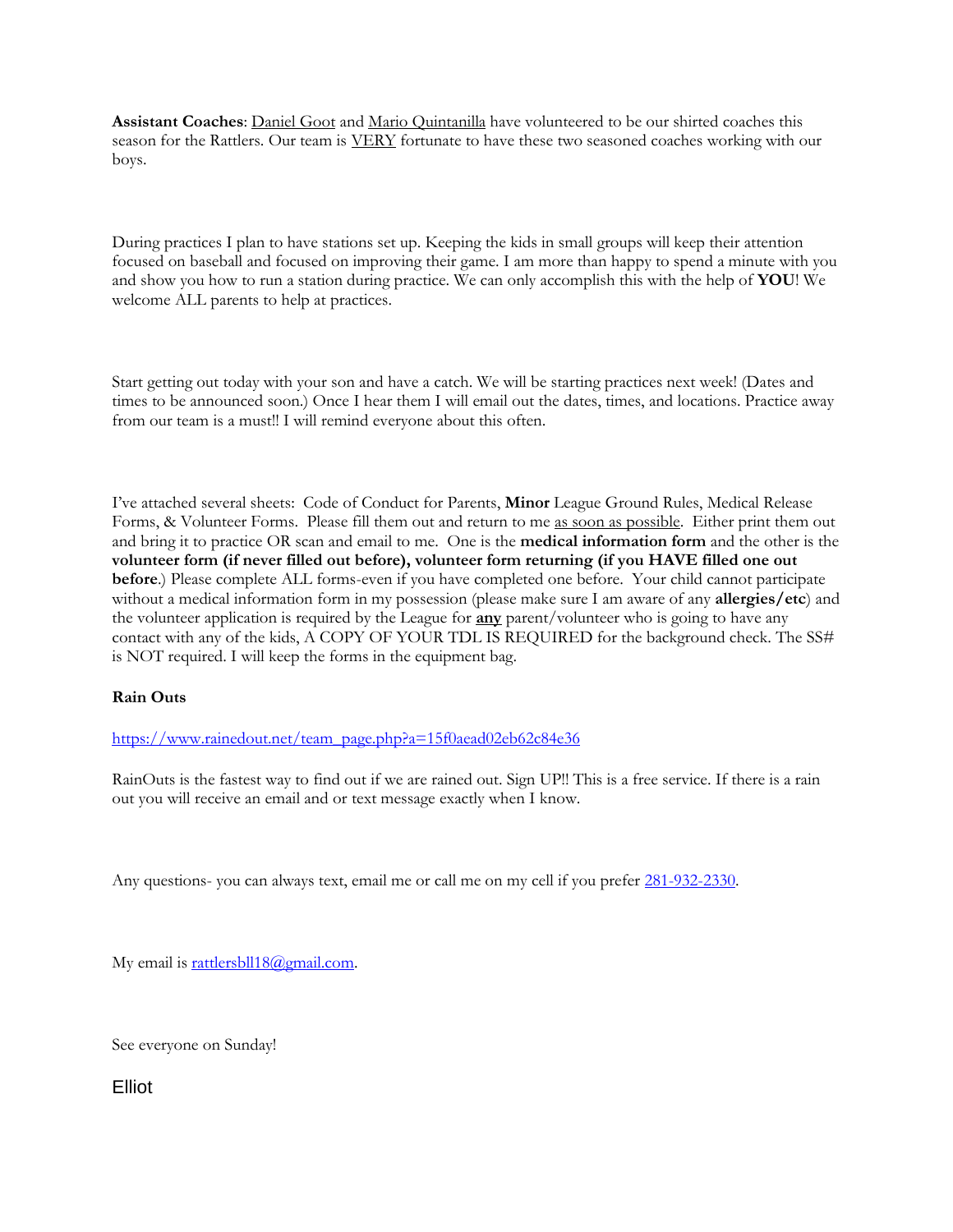**Assistant Coaches**: Daniel Goot and Mario Quintanilla have volunteered to be our shirted coaches this season for the Rattlers. Our team is VERY fortunate to have these two seasoned coaches working with our boys.

During practices I plan to have stations set up. Keeping the kids in small groups will keep their attention focused on baseball and focused on improving their game. I am more than happy to spend a minute with you and show you how to run a station during practice. We can only accomplish this with the help of **YOU**! We welcome ALL parents to help at practices.

Start getting out today with your son and have a catch. We will be starting practices next week! (Dates and times to be announced soon.) Once I hear them I will email out the dates, times, and locations. Practice away from our team is a must!! I will remind everyone about this often.

I've attached several sheets: Code of Conduct for Parents, **Minor** League Ground Rules, Medical Release Forms, & Volunteer Forms. Please fill them out and return to me as soon as possible. Either print them out and bring it to practice OR scan and email to me. One is the **medical information form** and the other is the **volunteer form (if never filled out before), volunteer form returning (if you HAVE filled one out before**.) Please complete ALL forms-even if you have completed one before. Your child cannot participate without a medical information form in my possession (please make sure I am aware of any **allergies/etc**) and the volunteer application is required by the League for **any** parent/volunteer who is going to have any contact with any of the kids, A COPY OF YOUR TDL IS REQUIRED for the background check. The SS# is NOT required. I will keep the forms in the equipment bag.

**Rain Outs**

https://www.rainedout.net/team_page.php?a=15f0aead02eb62c84e36

RainOuts is the fastest way to find out if we are rained out. Sign UP!! This is a free service. If there is a rain out you will receive an email and or text message exactly when I know.

Any questions- you can always text, email me or call me on my cell if you prefer 281-932-2330.

My email is rattlersbll18@gmail.com.

See everyone on Sunday!

Elliot